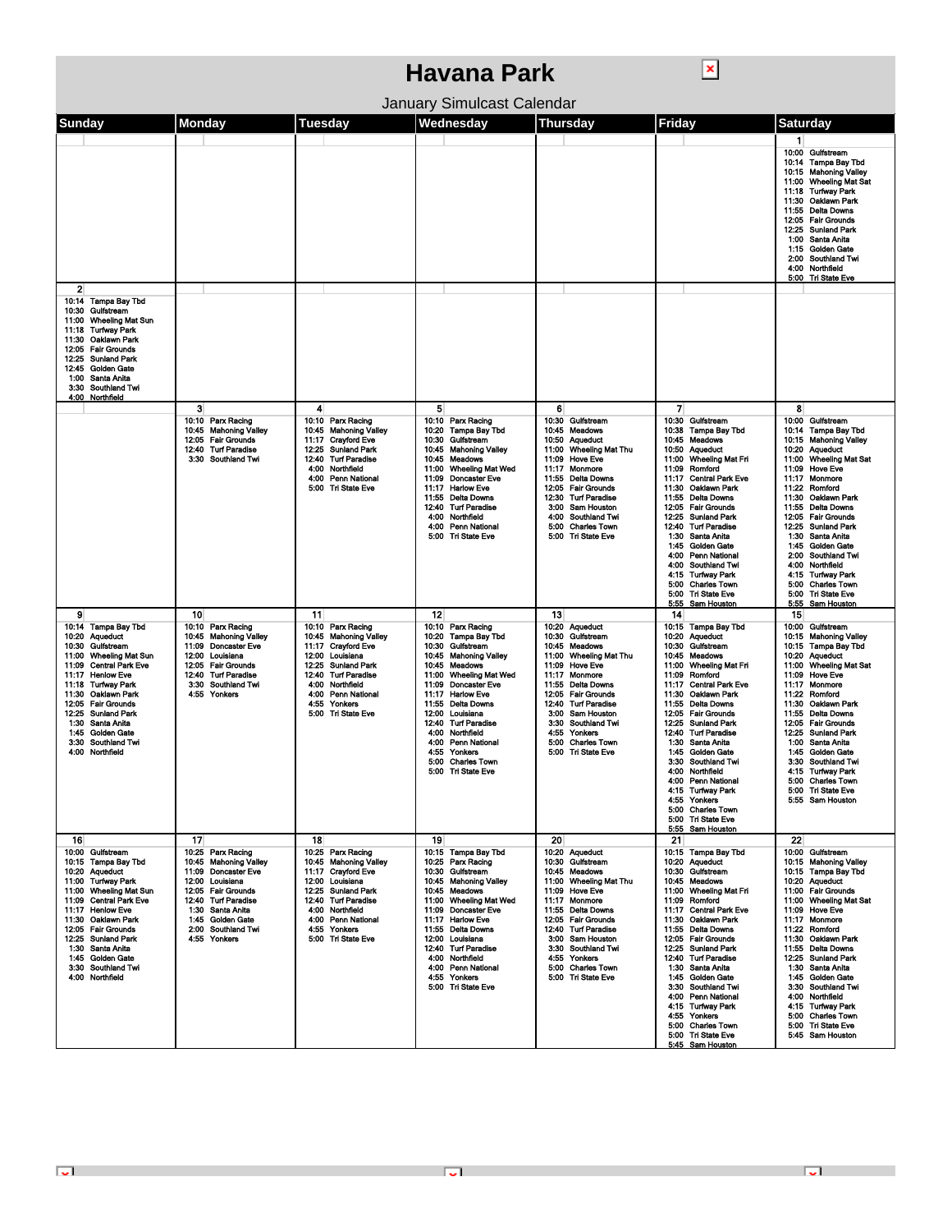# Havana Park

January Simulcast Calendar

| Sunday | Monday | Tuesday | Wednesday | Thursday | Friday | Saturday |
|---|---|---|---|---|---|---|
| | | | | | | **1**<br>10:00 Gulfstream<br>10:14 Tampa Bay Tbd<br>10:15 Mahoning Valley<br>11:00 Wheeling Mat Sat<br>11:18 Turfway Park<br>11:30 Oaklawn Park<br>11:55 Delta Downs<br>12:05 Fair Grounds<br>12:25 Sunland Park<br>1:00 Santa Anita<br>1:15 Golden Gate<br>2:00 Southland Twi<br>4:00 Northfield<br>5:00 Tri State Eve |
| **2**<br>10:14 Tampa Bay Tbd<br>10:30 Gulfstream<br>11:00 Wheeling Mat Sun<br>11:18 Turfway Park<br>11:30 Oaklawn Park<br>12:05 Fair Grounds<br>12:25 Sunland Park<br>12:45 Golden Gate<br>1:00 Santa Anita<br>3:30 Southland Twi<br>4:00 Northfield | **3**<br>10:10 Parx Racing<br>10:45 Mahoning Valley<br>12:05 Fair Grounds<br>12:40 Turf Paradise<br>3:30 Southland Twi | **4**<br>10:10 Parx Racing<br>10:45 Mahoning Valley<br>11:17 Crayford Eve<br>12:25 Sunland Park<br>12:40 Turf Paradise<br>4:00 Northfield<br>4:00 Penn National<br>5:00 Tri State Eve | **5**<br>10:10 Parx Racing<br>10:20 Tampa Bay Tbd<br>10:30 Gulfstream<br>10:45 Mahoning Valley<br>10:45 Meadows<br>11:00 Wheeling Mat Wed<br>11:09 Doncaster Eve<br>11:17 Harlow Eve<br>11:55 Delta Downs<br>12:40 Turf Paradise<br>4:00 Northfield<br>4:00 Penn National<br>5:00 Tri State Eve | **6**<br>10:30 Gulfstream<br>10:45 Meadows<br>10:50 Aqueduct<br>11:00 Wheeling Mat Thu<br>11:09 Hove Eve<br>11:17 Monmore<br>11:55 Delta Downs<br>12:05 Fair Grounds<br>12:30 Turf Paradise<br>3:00 Sam Houston<br>4:00 Southland Twi<br>5:00 Charles Town<br>5:00 Tri State Eve | **7**<br>10:30 Gulfstream<br>10:38 Tampa Bay Tbd<br>10:45 Meadows<br>10:50 Aqueduct<br>11:00 Wheeling Mat Fri<br>11:09 Romford<br>11:17 Central Park Eve<br>11:30 Oaklawn Park<br>11:55 Delta Downs<br>12:05 Fair Grounds<br>12:25 Sunland Park<br>12:40 Turf Paradise<br>1:30 Santa Anita<br>1:45 Golden Gate<br>4:00 Penn National<br>4:00 Southland Twi<br>4:15 Turfway Park<br>5:00 Charles Town<br>5:00 Tri State Eve<br>5:55 Sam Houston | **8**<br>10:00 Gulfstream<br>10:14 Tampa Bay Tbd<br>10:15 Mahoning Valley<br>10:20 Aqueduct<br>11:00 Wheeling Mat Sat<br>11:09 Hove Eve<br>11:17 Monmore<br>11:22 Romford<br>11:30 Oaklawn Park<br>11:55 Delta Downs<br>12:05 Fair Grounds<br>12:25 Sunland Park<br>1:30 Santa Anita<br>1:45 Golden Gate<br>2:00 Southland Twi<br>4:00 Northfield<br>4:15 Turfway Park<br>5:00 Charles Town<br>5:00 Tri State Eve<br>5:55 Sam Houston |
| **9**<br>10:14 Tampa Bay Tbd<br>10:20 Aqueduct<br>10:30 Gulfstream<br>11:00 Wheeling Mat Sun<br>11:09 Central Park Eve<br>11:17 Henlow Eve<br>11:18 Turfway Park<br>11:30 Oaklawn Park<br>12:05 Fair Grounds<br>12:25 Sunland Park<br>1:30 Santa Anita<br>1:45 Golden Gate<br>3:30 Southland Twi<br>4:00 Northfield | **10**<br>10:10 Parx Racing<br>10:45 Mahoning Valley<br>11:09 Doncaster Eve<br>12:00 Louisiana<br>12:05 Fair Grounds<br>12:40 Turf Paradise<br>3:30 Southland Twi<br>4:55 Yonkers | **11**<br>10:10 Parx Racing<br>10:45 Mahoning Valley<br>11:17 Crayford Eve<br>12:00 Louisiana<br>12:25 Sunland Park<br>12:40 Turf Paradise<br>4:00 Northfield<br>4:00 Penn National<br>4:55 Yonkers<br>5:00 Tri State Eve | **12**<br>10:10 Parx Racing<br>10:20 Tampa Bay Tbd<br>10:30 Gulfstream<br>10:45 Mahoning Valley<br>10:45 Meadows<br>11:00 Wheeling Mat Wed<br>11:09 Doncaster Eve<br>11:17 Harlow Eve<br>11:55 Delta Downs<br>12:00 Louisiana<br>12:40 Turf Paradise<br>4:00 Northfield<br>4:00 Penn National<br>4:55 Yonkers<br>5:00 Charles Town<br>5:00 Tri State Eve | **13**<br>10:20 Aqueduct<br>10:30 Gulfstream<br>10:45 Meadows<br>11:00 Wheeling Mat Thu<br>11:09 Hove Eve<br>11:17 Monmore<br>11:55 Delta Downs<br>12:05 Fair Grounds<br>12:40 Turf Paradise<br>3:00 Sam Houston<br>3:30 Southland Twi<br>4:55 Yonkers<br>5:00 Charles Town<br>5:00 Tri State Eve | **14**<br>10:15 Tampa Bay Tbd<br>10:20 Aqueduct<br>10:30 Gulfstream<br>10:45 Meadows<br>11:00 Wheeling Mat Fri<br>11:09 Romford<br>11:17 Central Park Eve<br>11:30 Oaklawn Park<br>11:55 Delta Downs<br>12:05 Fair Grounds<br>12:25 Sunland Park<br>12:40 Turf Paradise<br>1:30 Santa Anita<br>1:45 Golden Gate<br>3:30 Southland Twi<br>4:00 Northfield<br>4:00 Penn National<br>4:15 Turfway Park<br>4:55 Yonkers<br>5:00 Charles Town<br>5:00 Tri State Eve<br>5:55 Sam Houston | **15**<br>10:00 Gulfstream<br>10:15 Mahoning Valley<br>10:15 Tampa Bay Tbd<br>10:20 Aqueduct<br>11:00 Wheeling Mat Sat<br>11:09 Hove Eve<br>11:17 Monmore<br>11:22 Romford<br>11:30 Oaklawn Park<br>11:55 Delta Downs<br>12:05 Fair Grounds<br>12:25 Sunland Park<br>1:00 Santa Anita<br>1:45 Golden Gate<br>3:30 Southland Twi<br>4:15 Turfway Park<br>5:00 Charles Town<br>5:00 Tri State Eve<br>5:55 Sam Houston |
| **16**<br>10:00 Gulfstream<br>10:15 Tampa Bay Tbd<br>10:20 Aqueduct<br>11:00 Turfway Park<br>11:00 Wheeling Mat Sun<br>11:09 Central Park Eve<br>11:17 Henlow Eve<br>11:30 Oaklawn Park<br>12:05 Fair Grounds<br>12:25 Sunland Park<br>1:30 Santa Anita<br>1:45 Golden Gate<br>3:30 Southland Twi<br>4:00 Northfield | **17**<br>10:25 Parx Racing<br>10:45 Mahoning Valley<br>11:09 Doncaster Eve<br>12:00 Louisiana<br>12:05 Fair Grounds<br>12:40 Turf Paradise<br>1:30 Santa Anita<br>1:45 Golden Gate<br>2:00 Southland Twi<br>4:55 Yonkers | **18**<br>10:25 Parx Racing<br>10:45 Mahoning Valley<br>11:17 Crayford Eve<br>12:00 Louisiana<br>12:25 Sunland Park<br>12:40 Turf Paradise<br>4:00 Northfield<br>4:00 Penn National<br>4:55 Yonkers<br>5:00 Tri State Eve | **19**<br>10:15 Tampa Bay Tbd<br>10:25 Parx Racing<br>10:30 Gulfstream<br>10:45 Mahoning Valley<br>10:45 Meadows<br>11:00 Wheeling Mat Wed<br>11:09 Doncaster Eve<br>11:17 Harlow Eve<br>11:55 Delta Downs<br>12:00 Louisiana<br>12:40 Turf Paradise<br>4:00 Northfield<br>4:00 Penn National<br>4:55 Yonkers<br>5:00 Tri State Eve | **20**<br>10:20 Aqueduct<br>10:30 Gulfstream<br>10:45 Meadows<br>11:00 Wheeling Mat Thu<br>11:09 Hove Eve<br>11:17 Monmore<br>11:55 Delta Downs<br>12:05 Fair Grounds<br>12:40 Turf Paradise<br>3:00 Sam Houston<br>3:30 Southland Twi<br>4:55 Yonkers<br>5:00 Charles Town<br>5:00 Tri State Eve | **21**<br>10:15 Tampa Bay Tbd<br>10:20 Aqueduct<br>10:30 Gulfstream<br>10:45 Meadows<br>11:00 Wheeling Mat Fri<br>11:09 Romford<br>11:17 Central Park Eve<br>11:30 Oaklawn Park<br>11:55 Delta Downs<br>12:05 Fair Grounds<br>12:25 Sunland Park<br>12:40 Turf Paradise<br>1:30 Santa Anita<br>1:45 Golden Gate<br>3:30 Southland Twi<br>4:00 Penn National<br>4:15 Turfway Park<br>4:55 Yonkers<br>5:00 Charles Town<br>5:00 Tri State Eve<br>5:45 Sam Houston | **22**<br>10:00 Gulfstream<br>10:15 Mahoning Valley<br>10:15 Tampa Bay Tbd<br>10:20 Aqueduct<br>11:00 Fair Grounds<br>11:00 Wheeling Mat Sat<br>11:09 Hove Eve<br>11:17 Monmore<br>11:22 Romford<br>11:30 Oaklawn Park<br>11:55 Delta Downs<br>12:25 Sunland Park<br>1:30 Santa Anita<br>1:45 Golden Gate<br>3:30 Southland Twi<br>4:00 Northfield<br>4:15 Turfway Park<br>5:00 Charles Town<br>5:00 Tri State Eve<br>5:45 Sam Houston |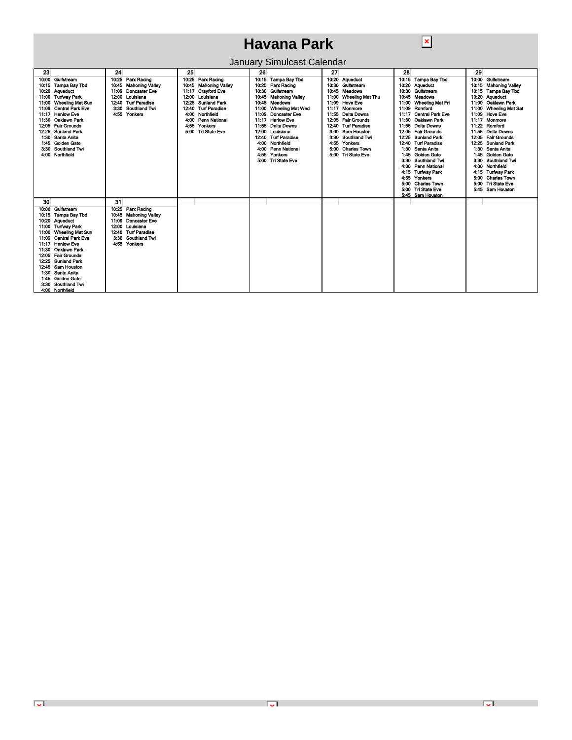# Havana Park

January Simulcast Calendar

| 23 | 24 | 25 | 26 | 27 | 28 | 29 |
|---|---|---|---|---|---|---|
| 10:00 Gulfstream<br>10:15 Tampa Bay Tbd<br>10:20 Aqueduct<br>11:00 Turfway Park<br>11:00 Wheeling Mat Sun<br>11:09 Central Park Eve<br>11:17 Henlow Eve<br>11:30 Oaklawn Park<br>12:05 Fair Grounds<br>12:25 Sunland Park<br>1:30 Santa Anita<br>1:45 Golden Gate<br>3:30 Southland Twi<br>4:00 Northfield | 10:25 Parx Racing<br>10:45 Mahoning Valley<br>11:09 Doncaster Eve<br>12:00 Louisiana<br>12:40 Turf Paradise<br>3:30 Southland Twi<br>4:55 Yonkers | 10:25 Parx Racing<br>10:45 Mahoning Valley<br>11:17 Crayford Eve<br>12:00 Louisiana<br>12:25 Sunland Park<br>12:40 Turf Paradise<br>4:00 Northfield<br>4:00 Penn National<br>4:55 Yonkers<br>5:00 Tri State Eve | 10:15 Tampa Bay Tbd<br>10:25 Parx Racing<br>10:30 Gulfstream<br>10:45 Mahoning Valley<br>10:45 Meadows<br>11:00 Wheeling Mat Wed<br>11:09 Doncaster Eve<br>11:17 Harlow Eve<br>11:55 Delta Downs<br>12:00 Louisiana<br>12:40 Turf Paradise<br>4:00 Northfield<br>4:00 Penn National<br>4:55 Yonkers<br>5:00 Tri State Eve | 10:20 Aqueduct<br>10:30 Gulfstream<br>10:45 Meadows<br>11:00 Wheeling Mat Thu<br>11:09 Hove Eve<br>11:17 Monmore<br>11:55 Delta Downs<br>12:05 Fair Grounds<br>12:40 Turf Paradise<br>3:00 Sam Houston<br>3:30 Southland Twi<br>4:55 Yonkers<br>5:00 Charles Town<br>5:00 Tri State Eve | 10:15 Tampa Bay Tbd<br>10:20 Aqueduct<br>10:30 Gulfstream<br>10:45 Meadows<br>11:00 Wheeling Mat Fri<br>11:09 Romford<br>11:17 Central Park Eve<br>11:30 Oaklawn Park<br>11:55 Delta Downs<br>12:05 Fair Grounds<br>12:25 Sunland Park<br>12:40 Turf Paradise<br>1:30 Santa Anita<br>1:45 Golden Gate<br>3:30 Southland Twi<br>4:00 Penn National<br>4:15 Turfway Park<br>4:55 Yonkers<br>5:00 Charles Town<br>5:00 Tri State Eve<br>5:45 Sam Houston | 10:00 Gulfstream<br>10:15 Mahoning Valley<br>10:15 Tampa Bay Tbd<br>10:20 Aqueduct<br>11:00 Oaklawn Park<br>11:00 Wheeling Mat Sat<br>11:09 Hove Eve<br>11:17 Monmore<br>11:22 Romford<br>11:55 Delta Downs<br>12:05 Fair Grounds<br>12:25 Sunland Park<br>1:30 Santa Anita<br>1:45 Golden Gate<br>3:30 Southland Twi<br>4:00 Northfield<br>4:15 Turfway Park<br>5:00 Charles Town<br>5:00 Tri State Eve<br>5:45 Sam Houston |
| **30** | **31** | | | | | |
| 10:00 Gulfstream<br>10:15 Tampa Bay Tbd<br>10:20 Aqueduct<br>11:00 Turfway Park<br>11:00 Wheeling Mat Sun<br>11:09 Central Park Eve<br>11:17 Henlow Eve<br>11:30 Oaklawn Park<br>12:05 Fair Grounds<br>12:25 Sunland Park<br>12:45 Sam Houston<br>1:30 Santa Anita<br>1:45 Golden Gate<br>3:30 Southland Twi<br>4:00 Northfield | 10:25 Parx Racing<br>10:45 Mahoning Valley<br>11:09 Doncaster Eve<br>12:00 Louisiana<br>12:40 Turf Paradise<br>3:30 Southland Twi<br>4:55 Yonkers | | | | | |